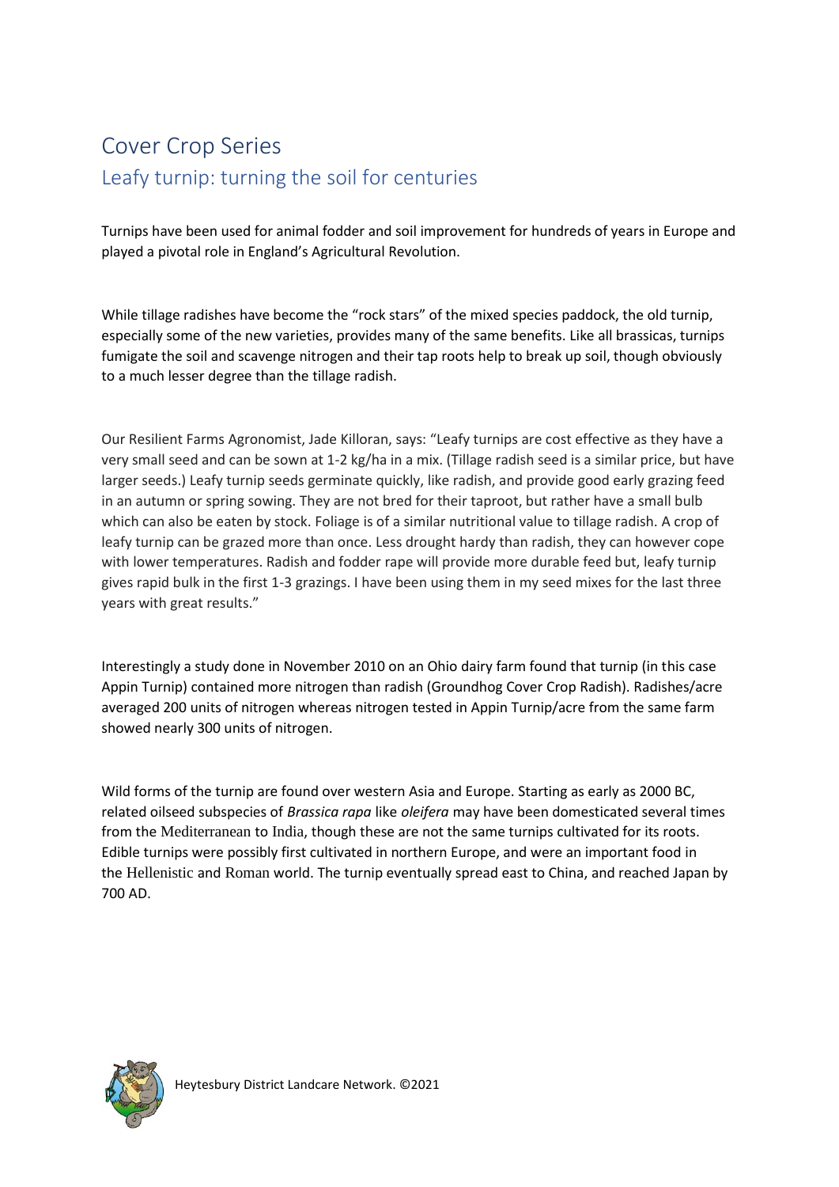# Cover Crop Series

## Leafy turnip: turning the soil for centuries

Turnips have been used for animal fodder and soil improvement for hundreds of years in Europe and played a pivotal role in England's Agricultural Revolution.

While tillage radishes have become the "rock stars" of the mixed species paddock, the old turnip, especially some of the new varieties, provides many of the same benefits. Like all brassicas, turnips fumigate the soil and scavenge nitrogen and their tap roots help to break up soil, though obviously to a much lesser degree than the tillage radish.

Our Resilient Farms Agronomist, Jade Killoran, says: "Leafy turnips are cost effective as they have a very small seed and can be sown at 1-2 kg/ha in a mix. (Tillage radish seed is a similar price, but have larger seeds.) Leafy turnip seeds germinate quickly, like radish, and provide good early grazing feed in an autumn or spring sowing. They are not bred for their taproot, but rather have a small bulb which can also be eaten by stock. Foliage is of a similar nutritional value to tillage radish. A crop of leafy turnip can be grazed more than once. Less drought hardy than radish, they can however cope with lower temperatures. Radish and fodder rape will provide more durable feed but, leafy turnip gives rapid bulk in the first 1-3 grazings. I have been using them in my seed mixes for the last three years with great results."

Interestingly a study done in November 2010 on an Ohio dairy farm found that turnip (in this case Appin Turnip) contained more nitrogen than radish (Groundhog Cover Crop Radish). Radishes/acre averaged 200 units of nitrogen whereas nitrogen tested in Appin Turnip/acre from the same farm showed nearly 300 units of nitrogen.

Wild forms of the turnip are found over western Asia and Europe. Starting as early as 2000 BC, related oilseed subspecies of *Brassica rapa* like *oleifera* may have been domesticated several times from the Mediterranean to India, though these are not the same turnips cultivated for its roots. Edible turnips were possibly first cultivated in northern Europe, and were an important food in the Hellenistic and Roman world. The turnip eventually spread east to China, and reached Japan by 700 AD.

Heytesbury District Landcare Network. ©2021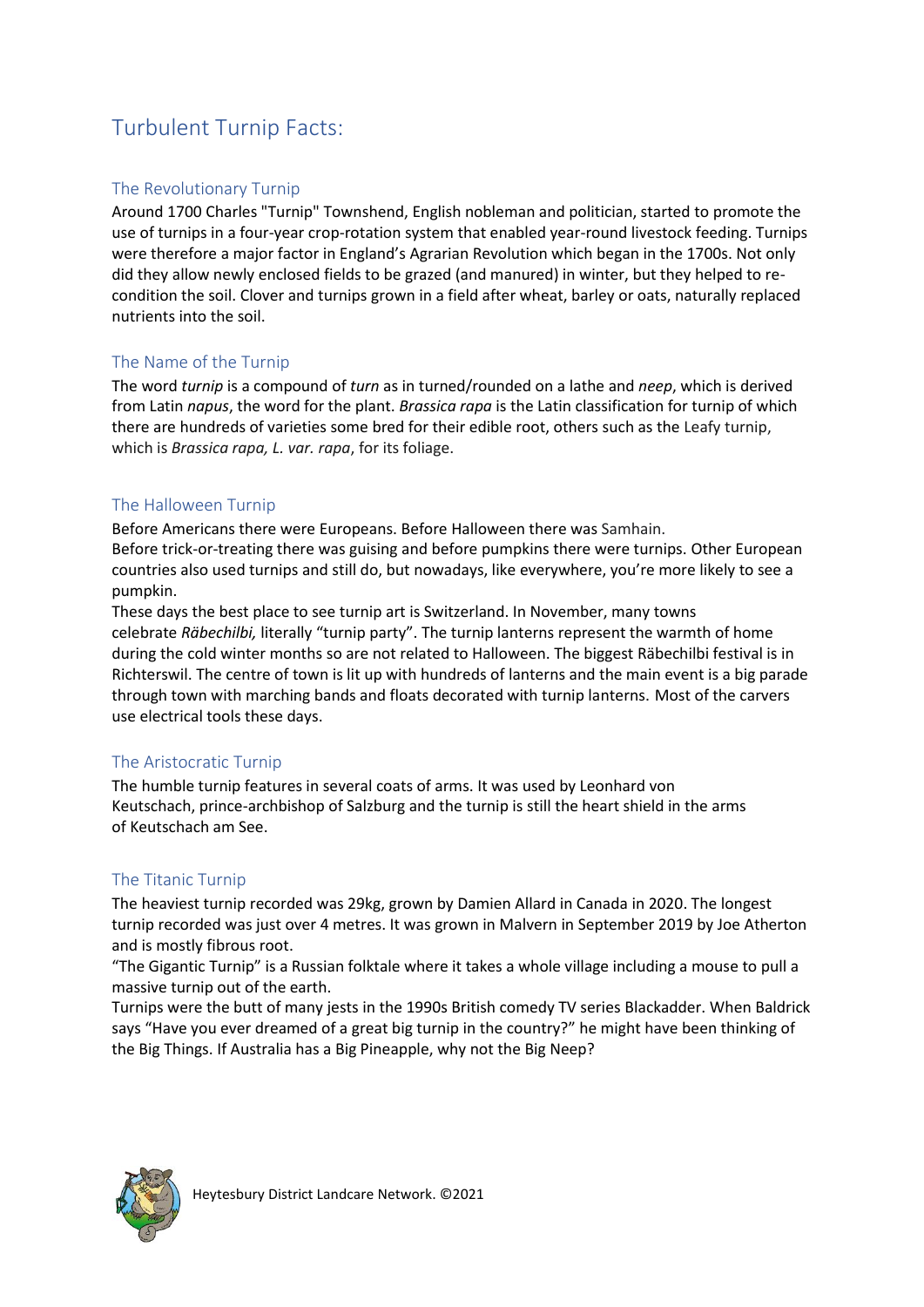# Turbulent Turnip Facts:

## The Revolutionary Turnip

Around 1700 Charles "Turnip" Townshend, English nobleman and politician, started to promote the use of turnips in a four-year crop-rotation system that enabled year-round livestock feeding. Turnips were therefore a major factor in England's Agrarian Revolution which began in the 1700s. Not only did they allow newly enclosed fields to be grazed (and manured) in winter, but they helped to re-condition the soil. Clover and turnips grown in a field after wheat, barley or oats, naturally replaced nutrients into the soil.

## The Name of the Turnip

The word *turnip* is a compound of *turn* as in turned/rounded on a lathe and *neep*, which is derived from Latin *napus*, the word for the plant. *Brassica rapa* is the Latin classification for turnip of which there are hundreds of varieties some bred for their edible root, others such as the Leafy turnip, which is *Brassica rapa, L. var. rapa*, for its foliage.

## The Halloween Turnip

Before Americans there were Europeans. Before Halloween there was Samhain.
Before trick-or-treating there was guising and before pumpkins there were turnips. Other European countries also used turnips and still do, but nowadays, like everywhere, you're more likely to see a pumpkin.

These days the best place to see turnip art is Switzerland. In November, many towns celebrate *Räbechilbi,* literally "turnip party". The turnip lanterns represent the warmth of home during the cold winter months so are not related to Halloween. The biggest Räbechilbi festival is in Richterswil. The centre of town is lit up with hundreds of lanterns and the main event is a big parade through town with marching bands and floats decorated with turnip lanterns. Most of the carvers use electrical tools these days.

## The Aristocratic Turnip

The humble turnip features in several coats of arms. It was used by Leonhard von Keutschach, prince-archbishop of Salzburg and the turnip is still the heart shield in the arms of Keutschach am See.

## The Titanic Turnip

The heaviest turnip recorded was 29kg, grown by Damien Allard in Canada in 2020. The longest turnip recorded was just over 4 metres. It was grown in Malvern in September 2019 by Joe Atherton and is mostly fibrous root.

"The Gigantic Turnip" is a Russian folktale where it takes a whole village including a mouse to pull a massive turnip out of the earth.

Turnips were the butt of many jests in the 1990s British comedy TV series Blackadder. When Baldrick says "Have you ever dreamed of a great big turnip in the country?" he might have been thinking of the Big Things. If Australia has a Big Pineapple, why not the Big Neep?

Heytesbury District Landcare Network. ©2021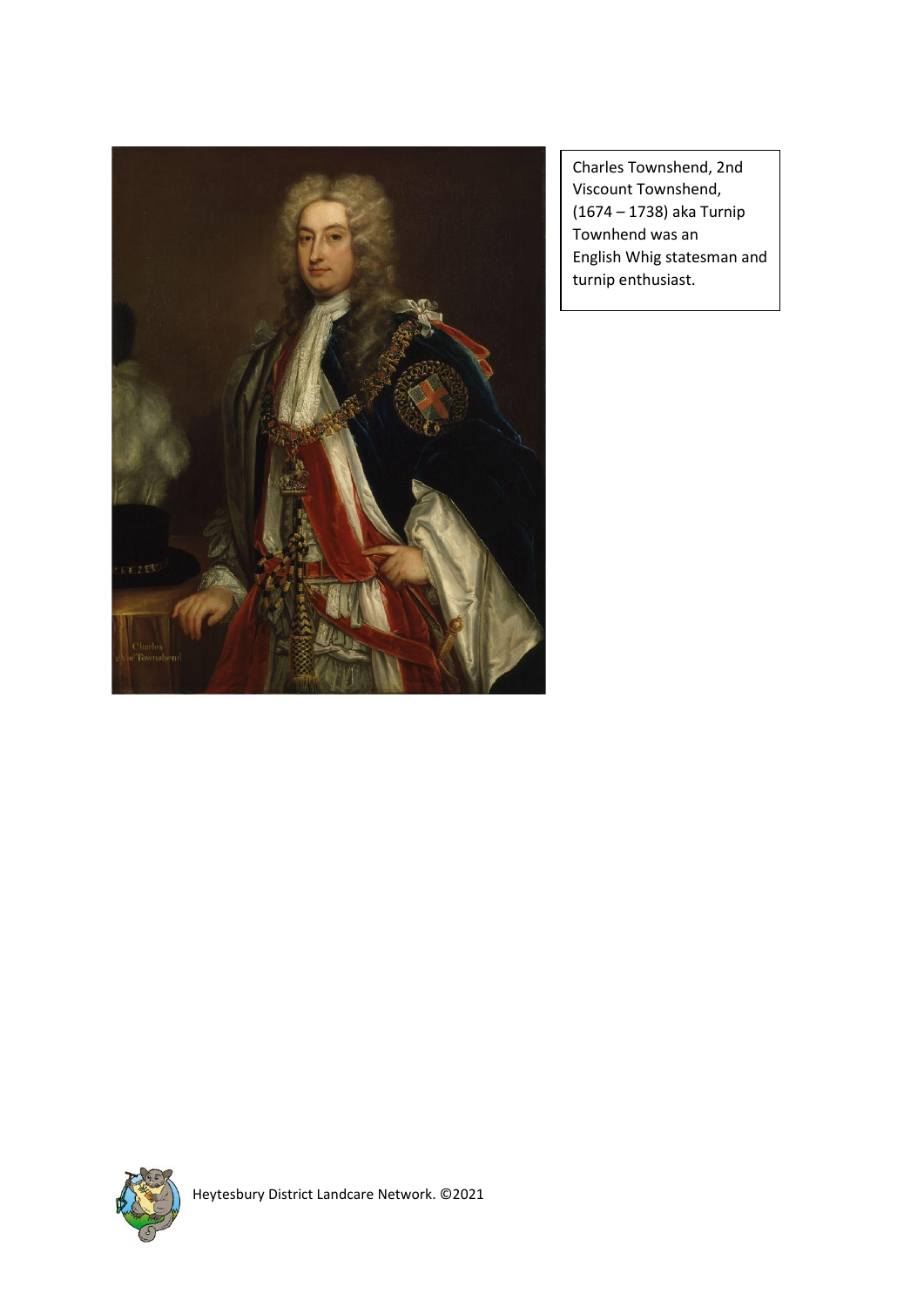Charles Townshend, 2nd Viscount Townshend, (1674 – 1738) aka Turnip Townhend was an English Whig statesman and turnip enthusiast.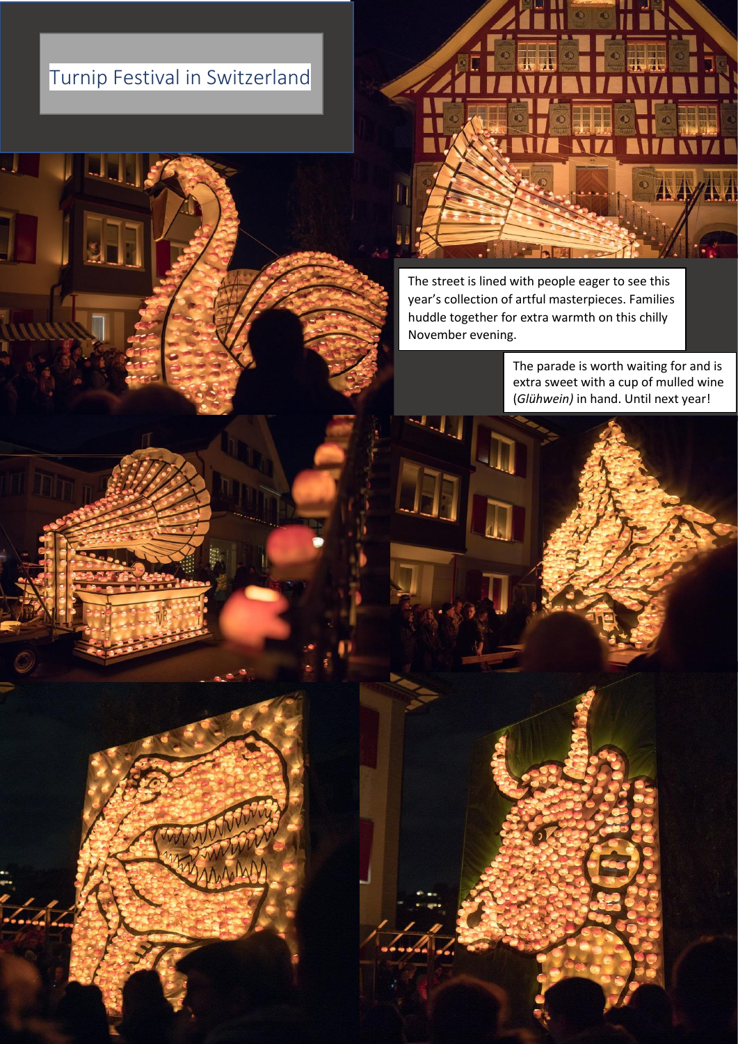# Turnip Festival in Switzerland

The street is lined with people eager to see this year's collection of artful masterpieces. Families huddle together for extra warmth on this chilly November evening.

The parade is worth waiting for and is extra sweet with a cup of mulled wine (*Glühwein)* in hand. Until next year!